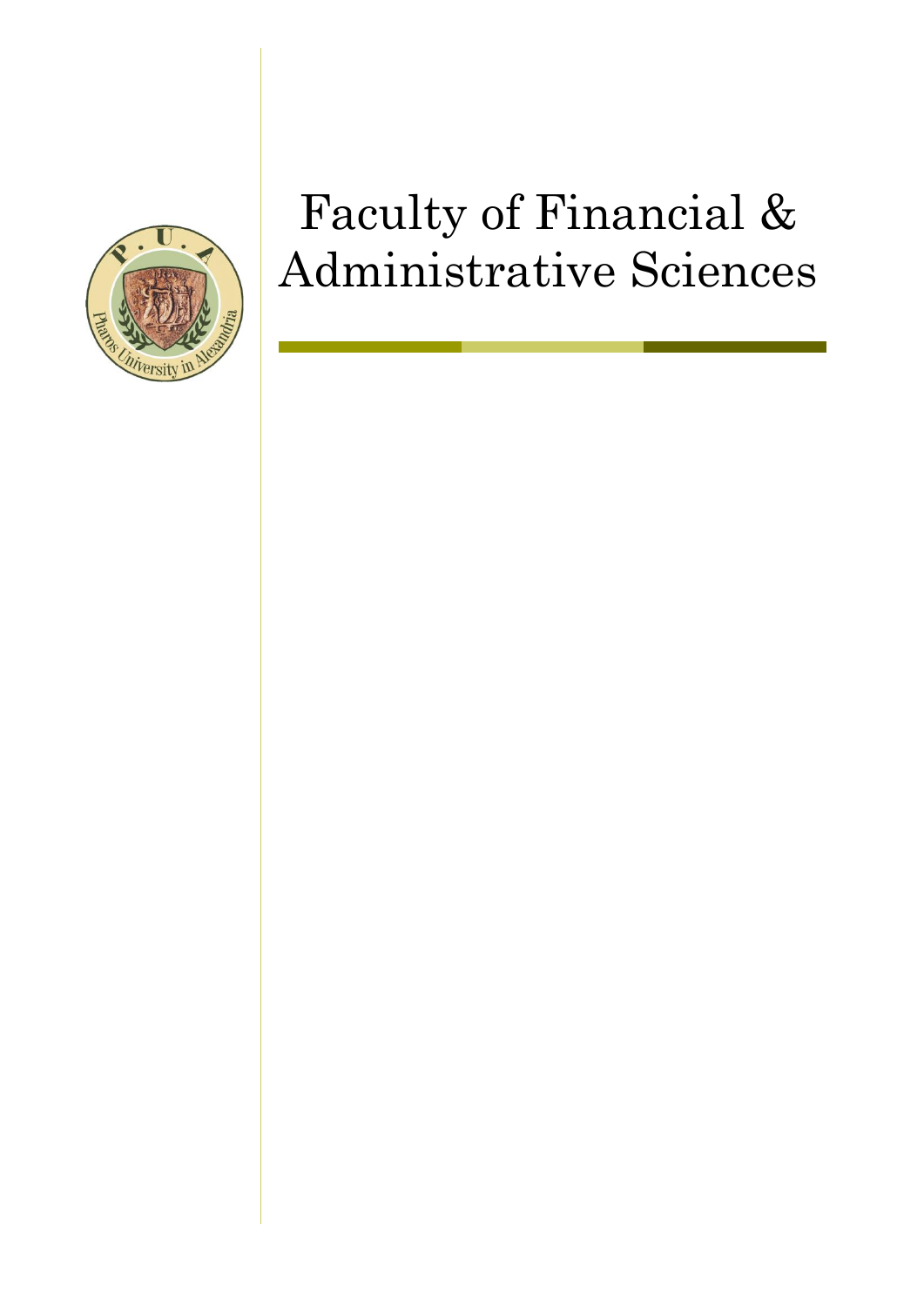# Faculty of Financial & Administrative Sciences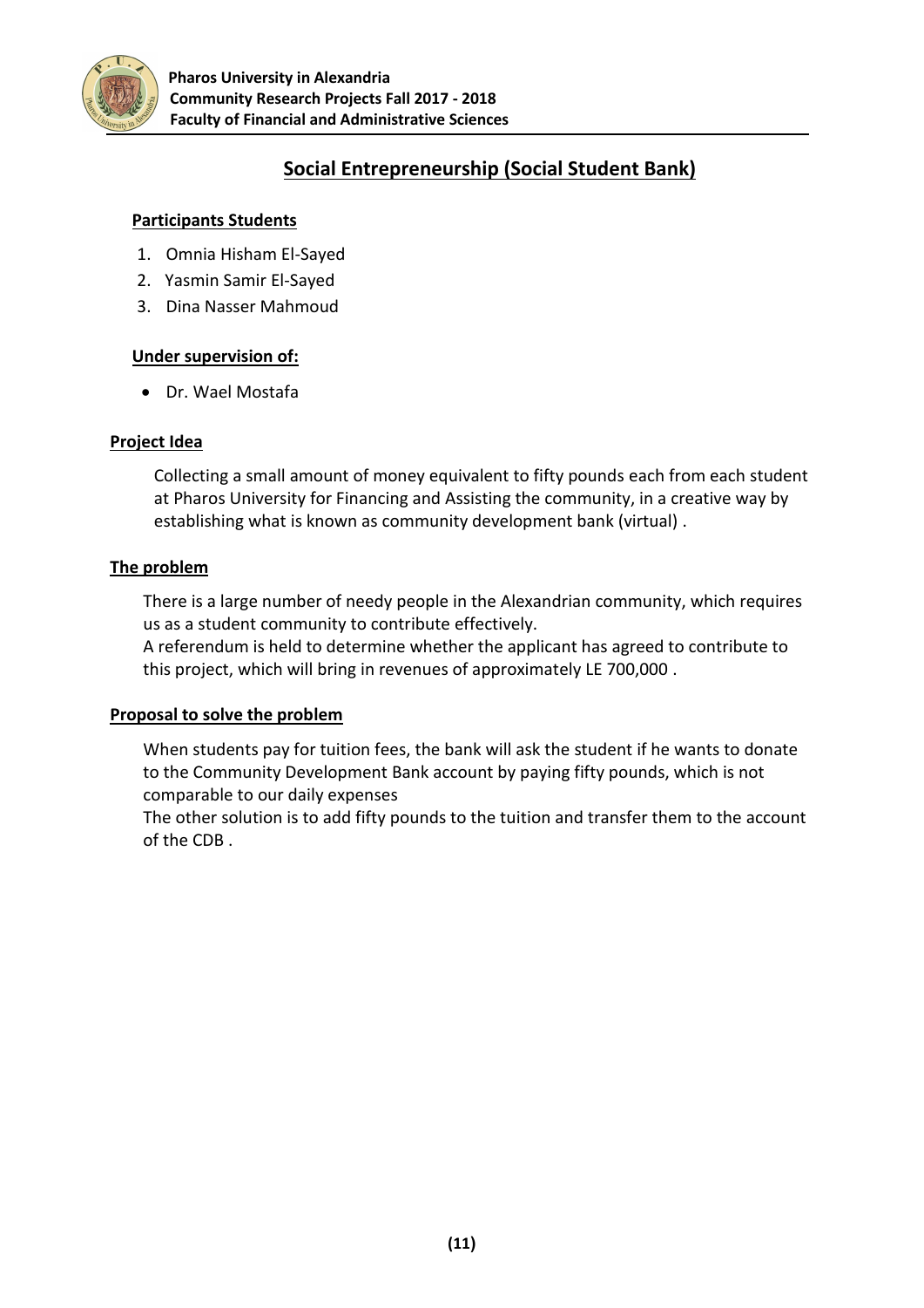# Social Entrepreneurship (Social Student Bank)

### Participants Students

1. Omnia Hisham El-Sayed
2. Yasmin Samir El-Sayed
3. Dina Nasser Mahmoud

### Under supervision of:

- Dr. Wael Mostafa

## Project Idea

Collecting a small amount of money equivalent to fifty pounds each from each student at Pharos University for Financing and Assisting the community, in a creative way by establishing what is known as community development bank (virtual) .

## The problem

There is a large number of needy people in the Alexandrian community, which requires us as a student community to contribute effectively.

A referendum is held to determine whether the applicant has agreed to contribute to this project, which will bring in revenues of approximately LE 700,000 .

## Proposal to solve the problem

When students pay for tuition fees, the bank will ask the student if he wants to donate to the Community Development Bank account by paying fifty pounds, which is not comparable to our daily expenses

The other solution is to add fifty pounds to the tuition and transfer them to the account of the CDB .